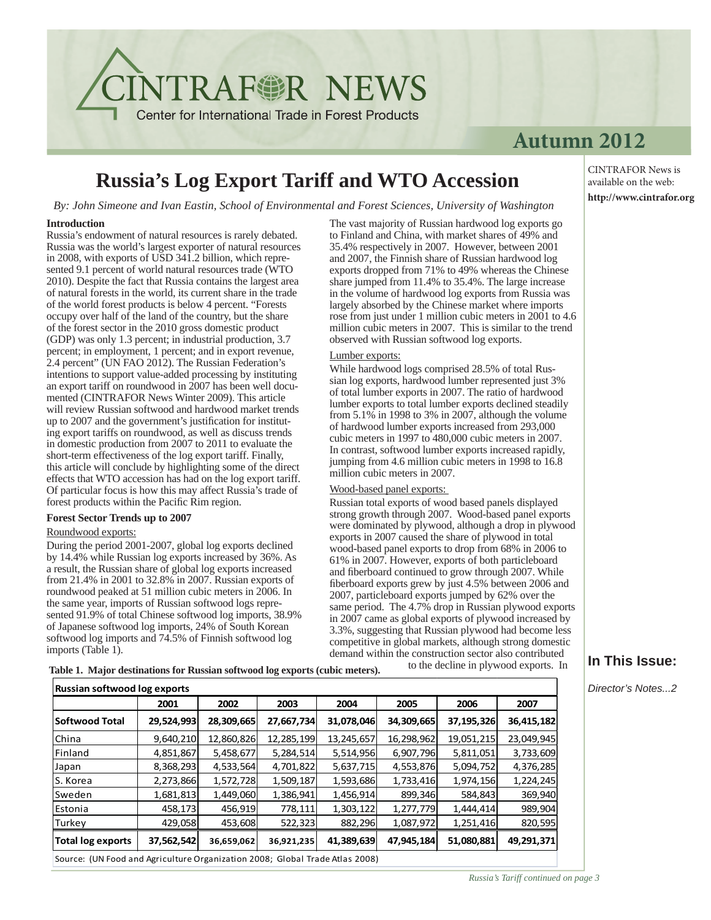# CINTRAFOR NEWS

Center for International Trade in Forest Products

## Autumn 2012

CINTRAFOR News is available on the web: **http://www.cintrafor.org**

# Russia's Log Export Tariff and WTO Accession

*By: John Simeone and Ivan Eastin, School of Environmental and Forest Sciences, University of Washington*

### Introduction

Russia's endowment of natural resources is rarely debated. Russia was the world's largest exporter of natural resources in 2008, with exports of USD 341.2 billion, which represented 9.1 percent of world natural resources trade (WTO 2010). Despite the fact that Russia contains the largest area of natural forests in the world, its current share in the trade of the world forest products is below 4 percent. "Forests occupy over half of the land of the country, but the share of the forest sector in the 2010 gross domestic product (GDP) was only 1.3 percent; in industrial production, 3.7 percent; in employment, 1 percent; and in export revenue, 2.4 percent" (UN FAO 2012). The Russian Federation's intentions to support value-added processing by instituting an export tariff on roundwood in 2007 has been well documented (CINTRAFOR News Winter 2009). This article will review Russian softwood and hardwood market trends up to 2007 and the government's justification for instituting export tariffs on roundwood, as well as discuss trends in domestic production from 2007 to 2011 to evaluate the short-term effectiveness of the log export tariff. Finally, this article will conclude by highlighting some of the direct effects that WTO accession has had on the log export tariff. Of particular focus is how this may affect Russia's trade of forest products within the Pacific Rim region.

### Forest Sector Trends up to 2007

Roundwood exports:

During the period 2001-2007, global log exports declined by 14.4% while Russian log exports increased by 36%. As a result, the Russian share of global log exports increased from 21.4% in 2001 to 32.8% in 2007. Russian exports of roundwood peaked at 51 million cubic meters in 2006. In the same year, imports of Russian softwood logs represented 91.9% of total Chinese softwood log imports, 38.9% of Japanese softwood log imports, 24% of South Korean softwood log imports and 74.5% of Finnish softwood log imports (Table 1).

The vast majority of Russian hardwood log exports go to Finland and China, with market shares of 49% and 35.4% respectively in 2007. However, between 2001 and 2007, the Finnish share of Russian hardwood log exports dropped from 71% to 49% whereas the Chinese share jumped from 11.4% to 35.4%. The large increase in the volume of hardwood log exports from Russia was largely absorbed by the Chinese market where imports rose from just under 1 million cubic meters in 2001 to 4.6 million cubic meters in 2007. This is similar to the trend observed with Russian softwood log exports.

Lumber exports:

While hardwood logs comprised 28.5% of total Russian log exports, hardwood lumber represented just 3% of total lumber exports in 2007. The ratio of hardwood lumber exports to total lumber exports declined steadily from 5.1% in 1998 to 3% in 2007, although the volume of hardwood lumber exports increased from 293,000 cubic meters in 1997 to 480,000 cubic meters in 2007. In contrast, softwood lumber exports increased rapidly, jumping from 4.6 million cubic meters in 1998 to 16.8 million cubic meters in 2007.

Wood-based panel exports:

Russian total exports of wood based panels displayed strong growth through 2007. Wood-based panel exports were dominated by plywood, although a drop in plywood exports in 2007 caused the share of plywood in total wood-based panel exports to drop from 68% in 2006 to 61% in 2007. However, exports of both particleboard and fiberboard continued to grow through 2007. While fiberboard exports grew by just 4.5% between 2006 and 2007, particleboard exports jumped by 62% over the same period. The 4.7% drop in Russian plywood exports in 2007 came as global exports of plywood increased by 3.3%, suggesting that Russian plywood had become less competitive in global markets, although strong domestic demand within the construction sector also contributed to the decline in plywood exports. In

**Table 1. Major destinations for Russian softwood log exports (cubic meters).**

| Russian softwood log exports | 2001 | 2002 | 2003 | 2004 | 2005 | 2006 | 2007 |
|---|---|---|---|---|---|---|---|
| **Softwood Total** | **29,524,993** | **28,309,665** | **27,667,734** | **31,078,046** | **34,309,665** | **37,195,326** | **36,415,182** |
| China | 9,640,210 | 12,860,826 | 12,285,199 | 13,245,657 | 16,298,962 | 19,051,215 | 23,049,945 |
| Finland | 4,851,867 | 5,458,677 | 5,284,514 | 5,514,956 | 6,907,796 | 5,811,051 | 3,733,609 |
| Japan | 8,368,293 | 4,533,564 | 4,701,822 | 5,637,715 | 4,553,876 | 5,094,752 | 4,376,285 |
| S. Korea | 2,273,866 | 1,572,728 | 1,509,187 | 1,593,686 | 1,733,416 | 1,974,156 | 1,224,245 |
| Sweden | 1,681,813 | 1,449,060 | 1,386,941 | 1,456,914 | 899,346 | 584,843 | 369,940 |
| Estonia | 458,173 | 456,919 | 778,111 | 1,303,122 | 1,277,779 | 1,444,414 | 989,904 |
| Turkey | 429,058 | 453,608 | 522,323 | 882,296 | 1,087,972 | 1,251,416 | 820,595 |
| **Total log exports** | **37,562,542** | **36,659,062** | **36,921,235** | **41,389,639** | **47,945,184** | **51,080,881** | **49,291,371** |

Source: (UN Food and Agriculture Organization 2008; Global Trade Atlas 2008)

*Russia's Tariff continued on page 3*

## In This Issue:

*Director's Notes...2*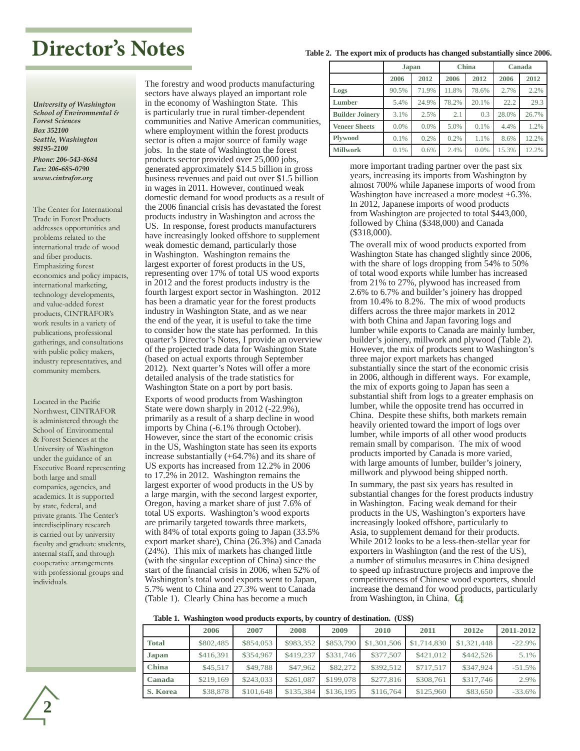# Director's Notes

*University of Washington*
*School of Environmental & Forest Sciences*
*Box 352100*
*Seattle, Washington 98195-2100*

*Phone: 206-543-8684*
*Fax: 206-685-0790*
*www.cintrafor.org*

The Center for International Trade in Forest Products addresses opportunities and problems related to the international trade of wood and fiber products. Emphasizing forest economics and policy impacts, international marketing, technology developments, and value-added forest products, CINTRAFOR's work results in a variety of publications, professional gatherings, and consultations with public policy makers, industry representatives, and community members.

Located in the Pacific Northwest, CINTRAFOR is administered through the School of Environmental & Forest Sciences at the University of Washington under the guidance of an Executive Board representing both large and small companies, agencies, and academics. It is supported by state, federal, and private grants. The Center's interdisciplinary research is carried out by university faculty and graduate students, internal staff, and through cooperative arrangements with professional groups and individuals.

The forestry and wood products manufacturing sectors have always played an important role in the economy of Washington State. This is particularly true in rural timber-dependent communities and Native American communities, where employment within the forest products sector is often a major source of family wage jobs. In the state of Washington the forest products sector provided over 25,000 jobs, generated approximately $14.5 billion in gross business revenues and paid out over $1.5 billion in wages in 2011. However, continued weak domestic demand for wood products as a result of the 2006 financial crisis has devastated the forest products industry in Washington and across the US. In response, forest products manufacturers have increasingly looked offshore to supplement weak domestic demand, particularly those in Washington. Washington remains the largest exporter of forest products in the US, representing over 17% of total US wood exports in 2012 and the forest products industry is the fourth largest export sector in Washington. 2012 has been a dramatic year for the forest products industry in Washington State, and as we near the end of the year, it is useful to take the time to consider how the state has performed. In this quarter's Director's Notes, I provide an overview of the projected trade data for Washington State (based on actual exports through September 2012). Next quarter's Notes will offer a more detailed analysis of the trade statistics for Washington State on a port by port basis.

Exports of wood products from Washington State were down sharply in 2012 (-22.9%), primarily as a result of a sharp decline in wood imports by China (-6.1% through October). However, since the start of the economic crisis in the US, Washington state has seen its exports increase substantially (+64.7%) and its share of US exports has increased from 12.2% in 2006 to 17.2% in 2012. Washington remains the largest exporter of wood products in the US by a large margin, with the second largest exporter, Oregon, having a market share of just 7.6% of total US exports. Washington's wood exports are primarily targeted towards three markets, with 84% of total exports going to Japan (33.5% export market share), China (26.3%) and Canada (24%). This mix of markets has changed little (with the singular exception of China) since the start of the financial crisis in 2006, when 52% of Washington's total wood exports went to Japan, 5.7% went to China and 27.3% went to Canada (Table 1). Clearly China has become a much more important trading partner over the past six years, increasing its imports from Washington by almost 700% while Japanese imports of wood from Washington have increased a more modest +6.3%. In 2012, Japanese imports of wood products from Washington are projected to total $443,000, followed by China ($348,000) and Canada ($318,000).

**Table 2. The export mix of products has changed substantially since 2006.**

| | Japan | | China | | Canada | |
|---|---|---|---|---|---|---|
| | 2006 | 2012 | 2006 | 2012 | 2006 | 2012 |
| Logs | 90.5% | 71.9% | 11.8% | 78.6% | 2.7% | 2.2% |
| Lumber | 5.4% | 24.9% | 78.2% | 20.1% | 22.2 | 29.3 |
| Builder Joinery | 3.1% | 2.5% | 2.1 | 0.3 | 28.0% | 26.7% |
| Veneer Sheets | 0.0% | 0.0% | 5.0% | 0.1% | 4.4% | 1.2% |
| Plywood | 0.1% | 0.2% | 0.2% | 1.1% | 8.6% | 12.2% |
| Millwork | 0.1% | 0.6% | 2.4% | 0.0% | 15.3% | 12.2% |

The overall mix of wood products exported from Washington State has changed slightly since 2006, with the share of logs dropping from 54% to 50% of total wood exports while lumber has increased from 21% to 27%, plywood has increased from 2.6% to 6.7% and builder's joinery has dropped from 10.4% to 8.2%. The mix of wood products differs across the three major markets in 2012 with both China and Japan favoring logs and lumber while exports to Canada are mainly lumber, builder's joinery, millwork and plywood (Table 2). However, the mix of products sent to Washington's three major export markets has changed substantially since the start of the economic crisis in 2006, although in different ways. For example, the mix of exports going to Japan has seen a substantial shift from logs to a greater emphasis on lumber, while the opposite trend has occurred in China. Despite these shifts, both markets remain heavily oriented toward the import of logs over lumber, while imports of all other wood products remain small by comparison. The mix of wood products imported by Canada is more varied, with large amounts of lumber, builder's joinery, millwork and plywood being shipped north.

In summary, the past six years has resulted in substantial changes for the forest products industry in Washington. Facing weak demand for their products in the US, Washington's exporters have increasingly looked offshore, particularly to Asia, to supplement demand for their products. While 2012 looks to be a less-then-stellar year for exporters in Washington (and the rest of the US), a number of stimulus measures in China designed to speed up infrastructure projects and improve the competitiveness of Chinese wood exporters, should increase the demand for wood products, particularly from Washington, in China.

**Table 1. Washington wood products exports, by country of destination. (US$)**

| | 2006 | 2007 | 2008 | 2009 | 2010 | 2011 | 2012e | 2011-2012 |
|---|---|---|---|---|---|---|---|---|
| Total | $802,485 | $854,053 | $983,352 | $853,790 | $1,301,506 | $1,714,830 | $1,321,448 | -22.9% |
| Japan | $416,391 | $354,967 | $419,237 | $331,746 | $377,507 | $421,012 | $442,526 | 5.1% |
| China | $45,517 | $49,788 | $47,962 | $82,272 | $392,512 | $717,517 | $347,924 | -51.5% |
| Canada | $219,169 | $243,033 | $261,087 | $199,078 | $277,816 | $308,761 | $317,746 | 2.9% |
| S. Korea | $38,878 | $101,648 | $135,384 | $136,195 | $116,764 | $125,960 | $83,650 | -33.6% |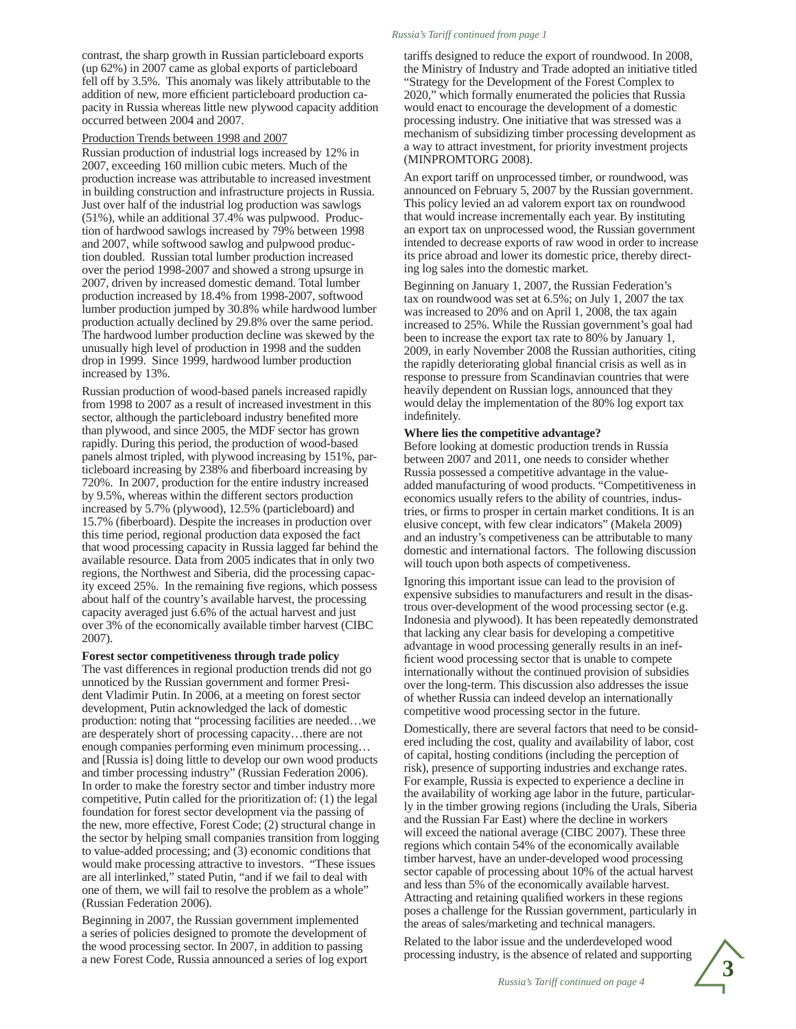contrast, the sharp growth in Russian particleboard exports (up 62%) in 2007 came as global exports of particleboard fell off by 3.5%. This anomaly was likely attributable to the addition of new, more efficient particleboard production capacity in Russia whereas little new plywood capacity addition occurred between 2004 and 2007.

Production Trends between 1998 and 2007

Russian production of industrial logs increased by 12% in 2007, exceeding 160 million cubic meters. Much of the production increase was attributable to increased investment in building construction and infrastructure projects in Russia. Just over half of the industrial log production was sawlogs (51%), while an additional 37.4% was pulpwood. Production of hardwood sawlogs increased by 79% between 1998 and 2007, while softwood sawlog and pulpwood production doubled. Russian total lumber production increased over the period 1998-2007 and showed a strong upsurge in 2007, driven by increased domestic demand. Total lumber production increased by 18.4% from 1998-2007, softwood lumber production jumped by 30.8% while hardwood lumber production actually declined by 29.8% over the same period. The hardwood lumber production decline was skewed by the unusually high level of production in 1998 and the sudden drop in 1999. Since 1999, hardwood lumber production increased by 13%.

Russian production of wood-based panels increased rapidly from 1998 to 2007 as a result of increased investment in this sector, although the particleboard industry benefited more than plywood, and since 2005, the MDF sector has grown rapidly. During this period, the production of wood-based panels almost tripled, with plywood increasing by 151%, particleboard increasing by 238% and fiberboard increasing by 720%. In 2007, production for the entire industry increased by 9.5%, whereas within the different sectors production increased by 5.7% (plywood), 12.5% (particleboard) and 15.7% (fiberboard). Despite the increases in production over this time period, regional production data exposed the fact that wood processing capacity in Russia lagged far behind the available resource. Data from 2005 indicates that in only two regions, the Northwest and Siberia, did the processing capacity exceed 25%. In the remaining five regions, which possess about half of the country's available harvest, the processing capacity averaged just 6.6% of the actual harvest and just over 3% of the economically available timber harvest (CIBC 2007).

**Forest sector competitiveness through trade policy**

The vast differences in regional production trends did not go unnoticed by the Russian government and former President Vladimir Putin. In 2006, at a meeting on forest sector development, Putin acknowledged the lack of domestic production: noting that "processing facilities are needed…we are desperately short of processing capacity…there are not enough companies performing even minimum processing… and [Russia is] doing little to develop our own wood products and timber processing industry" (Russian Federation 2006). In order to make the forestry sector and timber industry more competitive, Putin called for the prioritization of: (1) the legal foundation for forest sector development via the passing of the new, more effective, Forest Code; (2) structural change in the sector by helping small companies transition from logging to value-added processing; and (3) economic conditions that would make processing attractive to investors. "These issues are all interlinked," stated Putin, "and if we fail to deal with one of them, we will fail to resolve the problem as a whole" (Russian Federation 2006).

Beginning in 2007, the Russian government implemented a series of policies designed to promote the development of the wood processing sector. In 2007, in addition to passing a new Forest Code, Russia announced a series of log export tariffs designed to reduce the export of roundwood. In 2008, the Ministry of Industry and Trade adopted an initiative titled "Strategy for the Development of the Forest Complex to 2020," which formally enumerated the policies that Russia would enact to encourage the development of a domestic processing industry. One initiative that was stressed was a mechanism of subsidizing timber processing development as a way to attract investment, for priority investment projects (MINPROMTORG 2008).

An export tariff on unprocessed timber, or roundwood, was announced on February 5, 2007 by the Russian government. This policy levied an ad valorem export tax on roundwood that would increase incrementally each year. By instituting an export tax on unprocessed wood, the Russian government intended to decrease exports of raw wood in order to increase its price abroad and lower its domestic price, thereby directing log sales into the domestic market.

Beginning on January 1, 2007, the Russian Federation's tax on roundwood was set at 6.5%; on July 1, 2007 the tax was increased to 20% and on April 1, 2008, the tax again increased to 25%. While the Russian government's goal had been to increase the export tax rate to 80% by January 1, 2009, in early November 2008 the Russian authorities, citing the rapidly deteriorating global financial crisis as well as in response to pressure from Scandinavian countries that were heavily dependent on Russian logs, announced that they would delay the implementation of the 80% log export tax indefinitely.

**Where lies the competitive advantage?**

Before looking at domestic production trends in Russia between 2007 and 2011, one needs to consider whether Russia possessed a competitive advantage in the value-added manufacturing of wood products. "Competitiveness in economics usually refers to the ability of countries, industries, or firms to prosper in certain market conditions. It is an elusive concept, with few clear indicators" (Makela 2009) and an industry's competiveness can be attributable to many domestic and international factors. The following discussion will touch upon both aspects of competiveness.

Ignoring this important issue can lead to the provision of expensive subsidies to manufacturers and result in the disastrous over-development of the wood processing sector (e.g. Indonesia and plywood). It has been repeatedly demonstrated that lacking any clear basis for developing a competitive advantage in wood processing generally results in an inefficient wood processing sector that is unable to compete internationally without the continued provision of subsidies over the long-term. This discussion also addresses the issue of whether Russia can indeed develop an internationally competitive wood processing sector in the future.

Domestically, there are several factors that need to be considered including the cost, quality and availability of labor, cost of capital, hosting conditions (including the perception of risk), presence of supporting industries and exchange rates. For example, Russia is expected to experience a decline in the availability of working age labor in the future, particularly in the timber growing regions (including the Urals, Siberia and the Russian Far East) where the decline in workers will exceed the national average (CIBC 2007). These three regions which contain 54% of the economically available timber harvest, have an under-developed wood processing sector capable of processing about 10% of the actual harvest and less than 5% of the economically available harvest. Attracting and retaining qualified workers in these regions poses a challenge for the Russian government, particularly in the areas of sales/marketing and technical managers.

Related to the labor issue and the underdeveloped wood processing industry, is the absence of related and supporting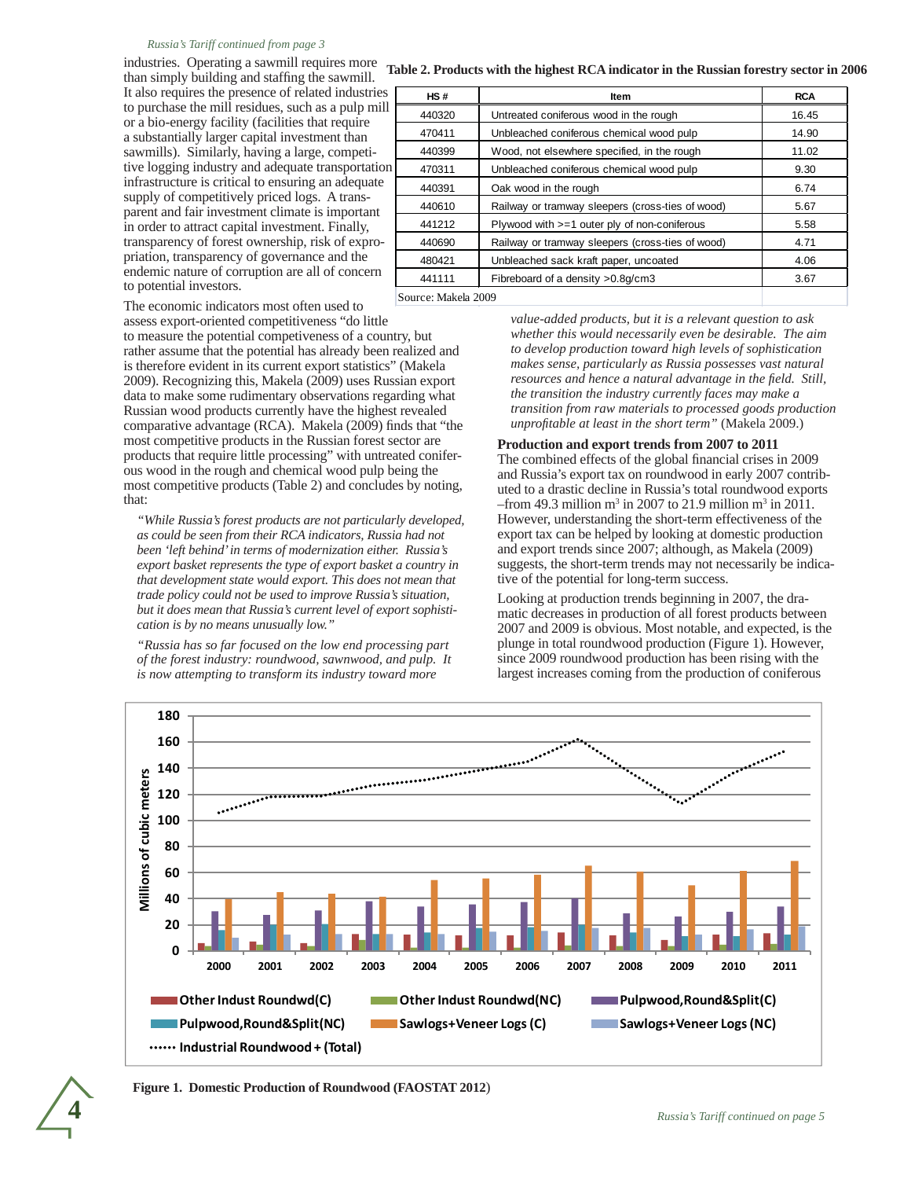*Russia's Tariff continued from page 3*

industries. Operating a sawmill requires more than simply building and staffing the sawmill. It also requires the presence of related industries to purchase the mill residues, such as a pulp mill or a bio-energy facility (facilities that require a substantially larger capital investment than sawmills). Similarly, having a large, competitive logging industry and adequate transportation infrastructure is critical to ensuring an adequate supply of competitively priced logs. A transparent and fair investment climate is important in order to attract capital investment. Finally, transparency of forest ownership, risk of expropriation, transparency of governance and the endemic nature of corruption are all of concern to potential investors.

**Table 2. Products with the highest RCA indicator in the Russian forestry sector in 2006**

| HS # | Item | RCA |
|---|---|---|
| 440320 | Untreated coniferous wood in the rough | 16.45 |
| 470411 | Unbleached coniferous chemical wood pulp | 14.90 |
| 440399 | Wood, not elsewhere specified, in the rough | 11.02 |
| 470311 | Unbleached coniferous chemical wood pulp | 9.30 |
| 440391 | Oak wood in the rough | 6.74 |
| 440610 | Railway or tramway sleepers (cross-ties of wood) | 5.67 |
| 441212 | Plywood with >=1 outer ply of non-coniferous | 5.58 |
| 440690 | Railway or tramway sleepers (cross-ties of wood) | 4.71 |
| 480421 | Unbleached sack kraft paper, uncoated | 4.06 |
| 441111 | Fibreboard of a density >0.8g/cm3 | 3.67 |

Source: Makela 2009

The economic indicators most often used to assess export-oriented competitiveness "do little to measure the potential competiveness of a country, but rather assume that the potential has already been realized and is therefore evident in its current export statistics" (Makela 2009). Recognizing this, Makela (2009) uses Russian export data to make some rudimentary observations regarding what Russian wood products currently have the highest revealed comparative advantage (RCA). Makela (2009) finds that "the most competitive products in the Russian forest sector are products that require little processing" with untreated coniferous wood in the rough and chemical wood pulp being the most competitive products (Table 2) and concludes by noting, that:

> *"While Russia's forest products are not particularly developed, as could be seen from their RCA indicators, Russia had not been 'left behind' in terms of modernization either. Russia's export basket represents the type of export basket a country in that development state would export. This does not mean that trade policy could not be used to improve Russia's situation, but it does mean that Russia's current level of export sophistication is by no means unusually low."*

> *"Russia has so far focused on the low end processing part of the forest industry: roundwood, sawnwood, and pulp. It is now attempting to transform its industry toward more value-added products, but it is a relevant question to ask whether this would necessarily even be desirable. The aim to develop production toward high levels of sophistication makes sense, particularly as Russia possesses vast natural resources and hence a natural advantage in the field. Still, the transition the industry currently faces may make a transition from raw materials to processed goods production unprofitable at least in the short term"* (Makela 2009.)

**Production and export trends from 2007 to 2011**

The combined effects of the global financial crises in 2009 and Russia's export tax on roundwood in early 2007 contributed to a drastic decline in Russia's total roundwood exports –from 49.3 million m$^3$ in 2007 to 21.9 million m$^3$ in 2011. However, understanding the short-term effectiveness of the export tax can be helped by looking at domestic production and export trends since 2007; although, as Makela (2009) suggests, the short-term trends may not necessarily be indicative of the potential for long-term success.

Looking at production trends beginning in 2007, the dramatic decreases in production of all forest products between 2007 and 2009 is obvious. Most notable, and expected, is the plunge in total roundwood production (Figure 1). However, since 2009 roundwood production has been rising with the largest increases coming from the production of coniferous

**Figure 1. Domestic Production of Roundwood (FAOSTAT 2012)**

*Russia's Tariff continued on page 5*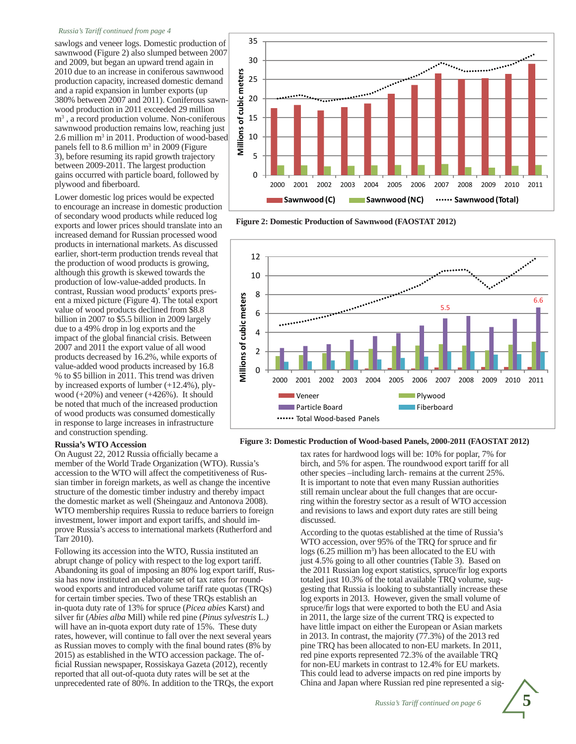*Russia's Tariff continued from page 4*

sawlogs and veneer logs. Domestic production of sawnwood (Figure 2) also slumped between 2007 and 2009, but began an upward trend again in 2010 due to an increase in coniferous sawnwood production capacity, increased domestic demand and a rapid expansion in lumber exports (up 380% between 2007 and 2011). Coniferous sawnwood production in 2011 exceeded 29 million $m^3$, a record production volume. Non-coniferous sawnwood production remains low, reaching just 2.6 million $m^3$ in 2011. Production of wood-based panels fell to 8.6 million $m^3$ in 2009 (Figure 3), before resuming its rapid growth trajectory between 2009-2011. The largest production gains occurred with particle board, followed by plywood and fiberboard.

Lower domestic log prices would be expected to encourage an increase in domestic production of secondary wood products while reduced log exports and lower prices should translate into an increased demand for Russian processed wood products in international markets. As discussed earlier, short-term production trends reveal that the production of wood products is growing, although this growth is skewed towards the production of low-value-added products. In contrast, Russian wood products' exports present a mixed picture (Figure 4). The total export value of wood products declined from \$8.8 billion in 2007 to \$5.5 billion in 2009 largely due to a 49% drop in log exports and the impact of the global financial crisis. Between 2007 and 2011 the export value of all wood products decreased by 16.2%, while exports of value-added wood products increased by 16.8 % to \$5 billion in 2011. This trend was driven by increased exports of lumber (+12.4%), plywood (+20%) and veneer (+426%). It should be noted that much of the increased production of wood products was consumed domestically in response to large increases in infrastructure and construction spending.

**Figure 2: Domestic Production of Sawnwood (FAOSTAT 2012)**

**Figure 3: Domestic Production of Wood-based Panels, 2000-2011 (FAOSTAT 2012)**

### Russia's WTO Accession

On August 22, 2012 Russia officially became a member of the World Trade Organization (WTO). Russia's accession to the WTO will affect the competitiveness of Russian timber in foreign markets, as well as change the incentive structure of the domestic timber industry and thereby impact the domestic market as well (Sheingauz and Antonova 2008). WTO membership requires Russia to reduce barriers to foreign investment, lower import and export tariffs, and should improve Russia's access to international markets (Rutherford and Tarr 2010).

Following its accession into the WTO, Russia instituted an abrupt change of policy with respect to the log export tariff. Abandoning its goal of imposing an 80% log export tariff, Russia has now instituted an elaborate set of tax rates for roundwood exports and introduced volume tariff rate quotas (TRQs) for certain timber species. Two of these TRQs establish an in-quota duty rate of 13% for spruce (*Picea abies* Karst) and silver fir (*Abies alba* Mill) while red pine (*Pinus sylvestris* L.) will have an in-quota export duty rate of 15%. These duty rates, however, will continue to fall over the next several years as Russian moves to comply with the final bound rates (8% by 2015) as established in the WTO accession package. The official Russian newspaper, Rossiskaya Gazeta (2012), recently reported that all out-of-quota duty rates will be set at the unprecedented rate of 80%. In addition to the TRQs, the export tax rates for hardwood logs will be: 10% for poplar, 7% for birch, and 5% for aspen. The roundwood export tariff for all other species –including larch- remains at the current 25%. It is important to note that even many Russian authorities still remain unclear about the full changes that are occurring within the forestry sector as a result of WTO accession and revisions to laws and export duty rates are still being discussed.

According to the quotas established at the time of Russia's WTO accession, over 95% of the TRQ for spruce and fir logs (6.25 million $m^3$) has been allocated to the EU with just 4.5% going to all other countries (Table 3). Based on the 2011 Russian log export statistics, spruce/fir log exports totaled just 10.3% of the total available TRQ volume, suggesting that Russia is looking to substantially increase these log exports in 2013. However, given the small volume of spruce/fir logs that were exported to both the EU and Asia in 2011, the large size of the current TRQ is expected to have little impact on either the European or Asian markets in 2013. In contrast, the majority (77.3%) of the 2013 red pine TRQ has been allocated to non-EU markets. In 2011, red pine exports represented 72.3% of the available TRQ for non-EU markets in contrast to 12.4% for EU markets. This could lead to adverse impacts on red pine imports by China and Japan where Russian red pine represented a sig-

*Russia's Tariff continued on page 6*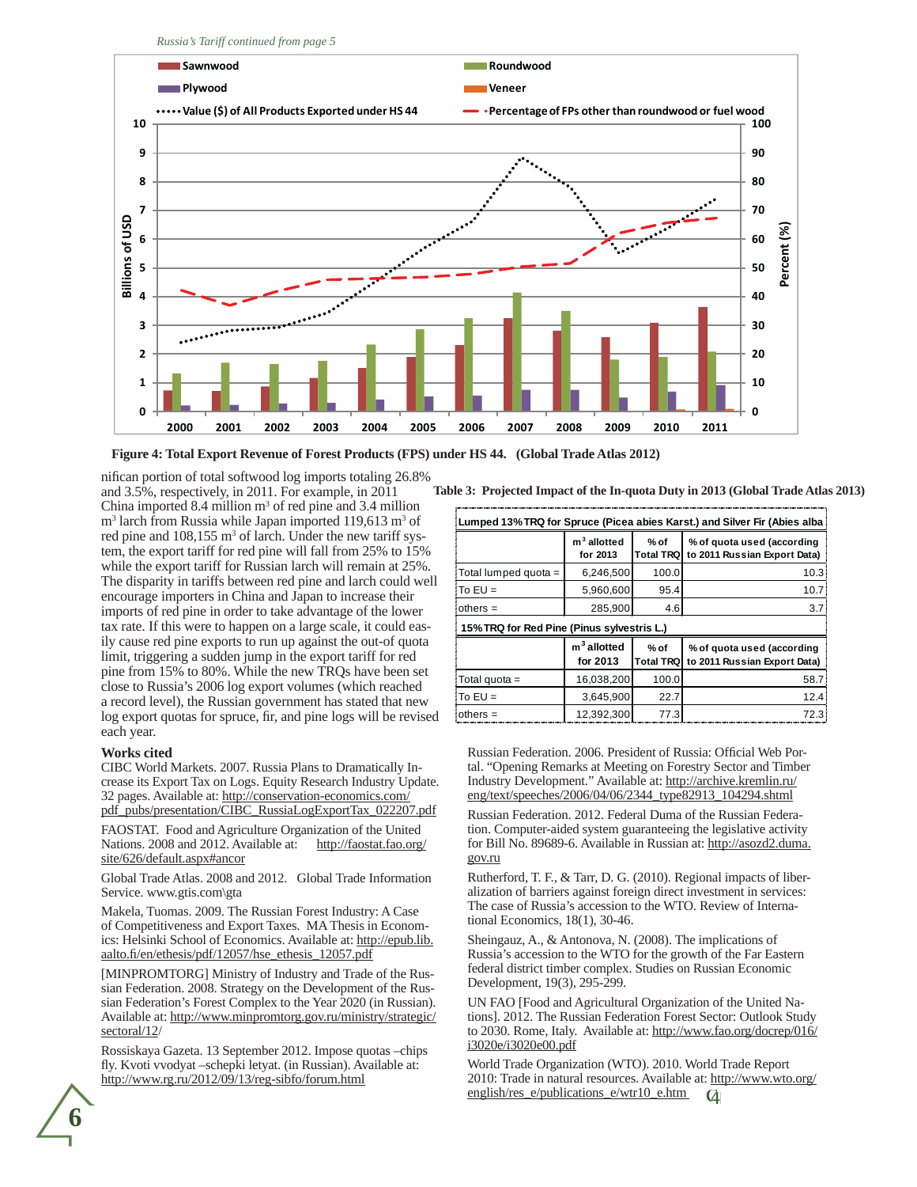*Russia's Tariff continued from page 5*

**Figure 4: Total Export Revenue of Forest Products (FPS) under HS 44. (Global Trade Atlas 2012)**

nifican portion of total softwood log imports totaling 26.8% and 3.5%, respectively, in 2011. For example, in 2011 China imported 8.4 million m$^3$ of red pine and 3.4 million m$^3$ larch from Russia while Japan imported 119,613 m$^3$ of red pine and 108,155 m$^3$ of larch. Under the new tariff system, the export tariff for red pine will fall from 25% to 15% while the export tariff for Russian larch will remain at 25%. The disparity in tariffs between red pine and larch could well encourage importers in China and Japan to increase their imports of red pine in order to take advantage of the lower tax rate. If this were to happen on a large scale, it could easily cause red pine exports to run up against the out-of quota limit, triggering a sudden jump in the export tariff for red pine from 15% to 80%. While the new TRQs have been set close to Russia's 2006 log export volumes (which reached a record level), the Russian government has stated that new log export quotas for spruce, fir, and pine logs will be revised each year.

**Table 3: Projected Impact of the In-quota Duty in 2013 (Global Trade Atlas 2013)**

| Lumped 13% TRQ for Spruce (Picea abies Karst.) and Silver Fir (Abies alba | | | |
|---|---|---|---|
| | m$^3$ allotted for 2013 | % of Total TRQ | % of quota used (according to 2011 Russian Export Data) |
| Total lumped quota = | 6,246,500 | 100.0 | 10.3 |
| To EU = | 5,960,600 | 95.4 | 10.7 |
| others = | 285,900 | 4.6 | 3.7 |
| **15% TRQ for Red Pine (Pinus sylvestris L.)** | | | |
| | m$^3$ allotted for 2013 | % of Total TRQ | % of quota used (according to 2011 Russian Export Data) |
| Total quota = | 16,038,200 | 100.0 | 58.7 |
| To EU = | 3,645,900 | 22.7 | 12.4 |
| others = | 12,392,300 | 77.3 | 72.3 |

## Works cited

CIBC World Markets. 2007. Russia Plans to Dramatically Increase its Export Tax on Logs. Equity Research Industry Update. 32 pages. Available at: http://conservation-economics.com/pdf_pubs/presentation/CIBC_RussiaLogExportTax_022207.pdf

FAOSTAT. Food and Agriculture Organization of the United Nations. 2008 and 2012. Available at: http://faostat.fao.org/site/626/default.aspx#ancor

Global Trade Atlas. 2008 and 2012. Global Trade Information Service. www.gtis.com\gta

Makela, Tuomas. 2009. The Russian Forest Industry: A Case of Competitiveness and Export Taxes. MA Thesis in Economics: Helsinki School of Economics. Available at: http://epub.lib.aalto.fi/en/ethesis/pdf/12057/hse_ethesis_12057.pdf

[MINPROMTORG] Ministry of Industry and Trade of the Russian Federation. 2008. Strategy on the Development of the Russian Federation's Forest Complex to the Year 2020 (in Russian). Available at: http://www.minpromtorg.gov.ru/ministry/strategic/sectoral/12/

Rossiskaya Gazeta. 13 September 2012. Impose quotas –chips fly. Kvoti vvodyat –schepki letyat. (in Russian). Available at: http://www.rg.ru/2012/09/13/reg-sibfo/forum.html

Russian Federation. 2006. President of Russia: Official Web Portal. "Opening Remarks at Meeting on Forestry Sector and Timber Industry Development." Available at: http://archive.kremlin.ru/eng/text/speeches/2006/04/06/2344_type82913_104294.shtml

Russian Federation. 2012. Federal Duma of the Russian Federation. Computer-aided system guaranteeing the legislative activity for Bill No. 89689-6. Available in Russian at: http://asozd2.duma.gov.ru

Rutherford, T. F., & Tarr, D. G. (2010). Regional impacts of liberalization of barriers against foreign direct investment in services: The case of Russia's accession to the WTO. Review of International Economics, 18(1), 30-46.

Sheingauz, A., & Antonova, N. (2008). The implications of Russia's accession to the WTO for the growth of the Far Eastern federal district timber complex. Studies on Russian Economic Development, 19(3), 295-299.

UN FAO [Food and Agricultural Organization of the United Nations]. 2012. The Russian Federation Forest Sector: Outlook Study to 2030. Rome, Italy. Available at: http://www.fao.org/docrep/016/i3020e/i3020e00.pdf

World Trade Organization (WTO). 2010. World Trade Report 2010: Trade in natural resources. Available at: http://www.wto.org/english/res_e/publications_e/wtr10_e.htm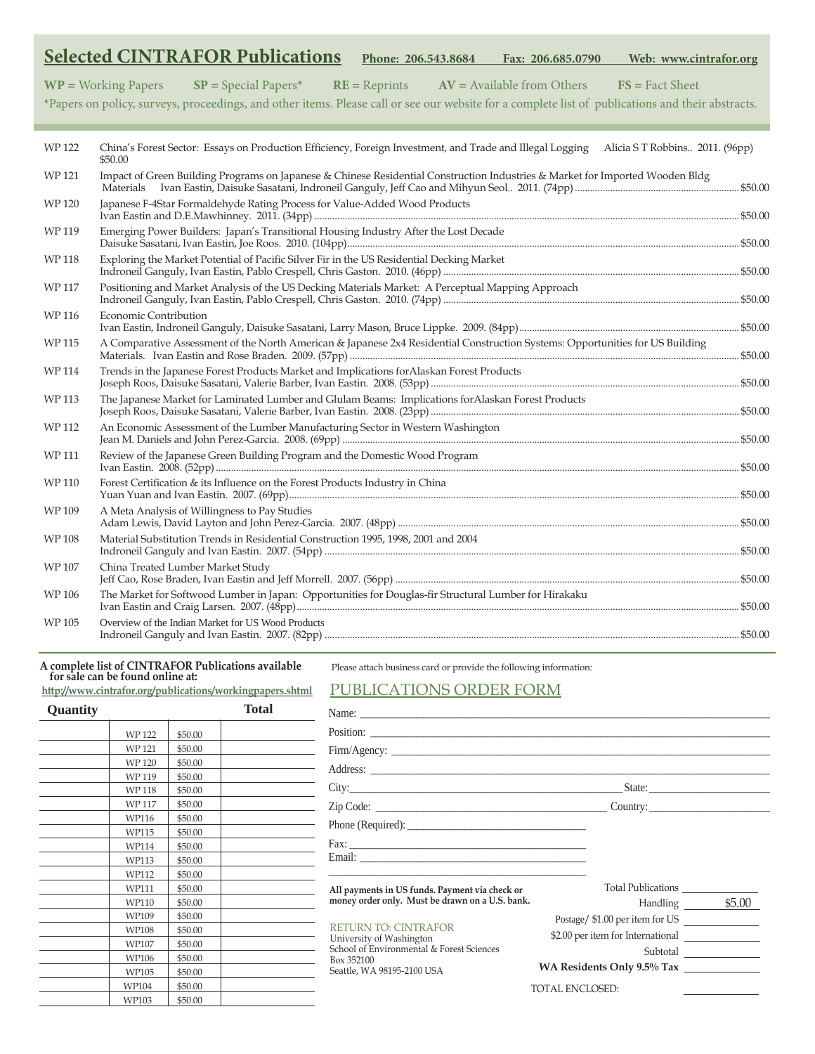# Selected CINTRAFOR Publications

**Phone: 206.543.8684** **Fax: 206.685.0790** **Web: www.cintrafor.org**

**WP** = Working Papers **SP** = Special Papers* **RE** = Reprints **AV** = Available from Others **FS** = Fact Sheet

*Papers on policy, surveys, proceedings, and other items. Please call or see our website for a complete list of publications and their abstracts.

WP 122 China's Forest Sector: Essays on Production Efficiency, Foreign Investment, and Trade and Illegal Logging Alicia S T Robbins.. 2011. (96pp) $50.00

WP 121 Impact of Green Building Programs on Japanese & Chinese Residential Construction Industries & Market for Imported Wooden Bldg Materials Ivan Eastin, Daisuke Sasatani, Indroneil Ganguly, Jeff Cao and Mihyun Seol.. 2011. (74pp) $50.00

WP 120 Japanese F-4Star Formaldehyde Rating Process for Value-Added Wood Products Ivan Eastin and D.E.Mawhinney. 2011. (34pp) $50.00

WP 119 Emerging Power Builders: Japan's Transitional Housing Industry After the Lost Decade Daisuke Sasatani, Ivan Eastin, Joe Roos. 2010. (104pp) $50.00

WP 118 Exploring the Market Potential of Pacific Silver Fir in the US Residential Decking Market Indroneil Ganguly, Ivan Eastin, Pablo Crespell, Chris Gaston. 2010. (46pp) $50.00

WP 117 Positioning and Market Analysis of the US Decking Materials Market: A Perceptual Mapping Approach Indroneil Ganguly, Ivan Eastin, Pablo Crespell, Chris Gaston. 2010. (74pp) $50.00

WP 116 Economic Contribution Ivan Eastin, Indroneil Ganguly, Daisuke Sasatani, Larry Mason, Bruce Lippke. 2009. (84pp) $50.00

WP 115 A Comparative Assessment of the North American & Japanese 2x4 Residential Construction Systems: Opportunities for US Building Materials. Ivan Eastin and Rose Braden. 2009. (57pp) $50.00

WP 114 Trends in the Japanese Forest Products Market and Implications forAlaskan Forest Products Joseph Roos, Daisuke Sasatani, Valerie Barber, Ivan Eastin. 2008. (53pp) $50.00

WP 113 The Japanese Market for Laminated Lumber and Glulam Beams: Implications forAlaskan Forest Products Joseph Roos, Daisuke Sasatani, Valerie Barber, Ivan Eastin. 2008. (23pp) $50.00

WP 112 An Economic Assessment of the Lumber Manufacturing Sector in Western Washington Jean M. Daniels and John Perez-Garcia. 2008. (69pp) $50.00

WP 111 Review of the Japanese Green Building Program and the Domestic Wood Program Ivan Eastin. 2008. (52pp) $50.00

WP 110 Forest Certification & its Influence on the Forest Products Industry in China Yuan Yuan and Ivan Eastin. 2007. (69pp) $50.00

WP 109 A Meta Analysis of Willingness to Pay Studies Adam Lewis, David Layton and John Perez-Garcia. 2007. (48pp) $50.00

WP 108 Material Substitution Trends in Residential Construction 1995, 1998, 2001 and 2004 Indroneil Ganguly and Ivan Eastin. 2007. (54pp) $50.00

WP 107 China Treated Lumber Market Study Jeff Cao, Rose Braden, Ivan Eastin and Jeff Morrell. 2007. (56pp) $50.00

WP 106 The Market for Softwood Lumber in Japan: Opportunities for Douglas-fir Structural Lumber for Hirakaku Ivan Eastin and Craig Larsen. 2007. (48pp) $50.00

WP 105 Overview of the Indian Market for US Wood Products Indroneil Ganguly and Ivan Eastin. 2007. (82pp) $50.00

**A complete list of CINTRAFOR Publications available for sale can be found online at:**
**http://www.cintrafor.org/publications/workingpapers.shtml**

| Quantity | | | Total |
|---|---|---|---|
| | WP 122 | $50.00 | |
| | WP 121 | $50.00 | |
| | WP 120 | $50.00 | |
| | WP 119 | $50.00 | |
| | WP 118 | $50.00 | |
| | WP 117 | $50.00 | |
| | WP116 | $50.00 | |
| | WP115 | $50.00 | |
| | WP114 | $50.00 | |
| | WP113 | $50.00 | |
| | WP112 | $50.00 | |
| | WP111 | $50.00 | |
| | WP110 | $50.00 | |
| | WP109 | $50.00 | |
| | WP108 | $50.00 | |
| | WP107 | $50.00 | |
| | WP106 | $50.00 | |
| | WP105 | $50.00 | |
| | WP104 | $50.00 | |
| | WP103 | $50.00 | |

Please attach business card or provide the following information:

## PUBLICATIONS ORDER FORM

Name: ______________________

Position: ______________________

Firm/Agency: ______________________

Address: ______________________

City: ______________________ State: ______________________

Zip Code: ______________________ Country: ______________________

Phone (Required): ______________________

Fax: ______________________

Email: ______________________

**All payments in US funds. Payment via check or money order only. Must be drawn on a U.S. bank.**

RETURN TO: CINTRAFOR
University of Washington
School of Environmental & Forest Sciences
Box 352100
Seattle, WA 98195-2100 USA

| | |
|---|---|
| Total Publications | |
| Handling | $5.00 |
| Postage/ $1.00 per item for US | |
| $2.00 per item for International | |
| Subtotal | |
| **WA Residents Only 9.5% Tax** | |
| TOTAL ENCLOSED: | |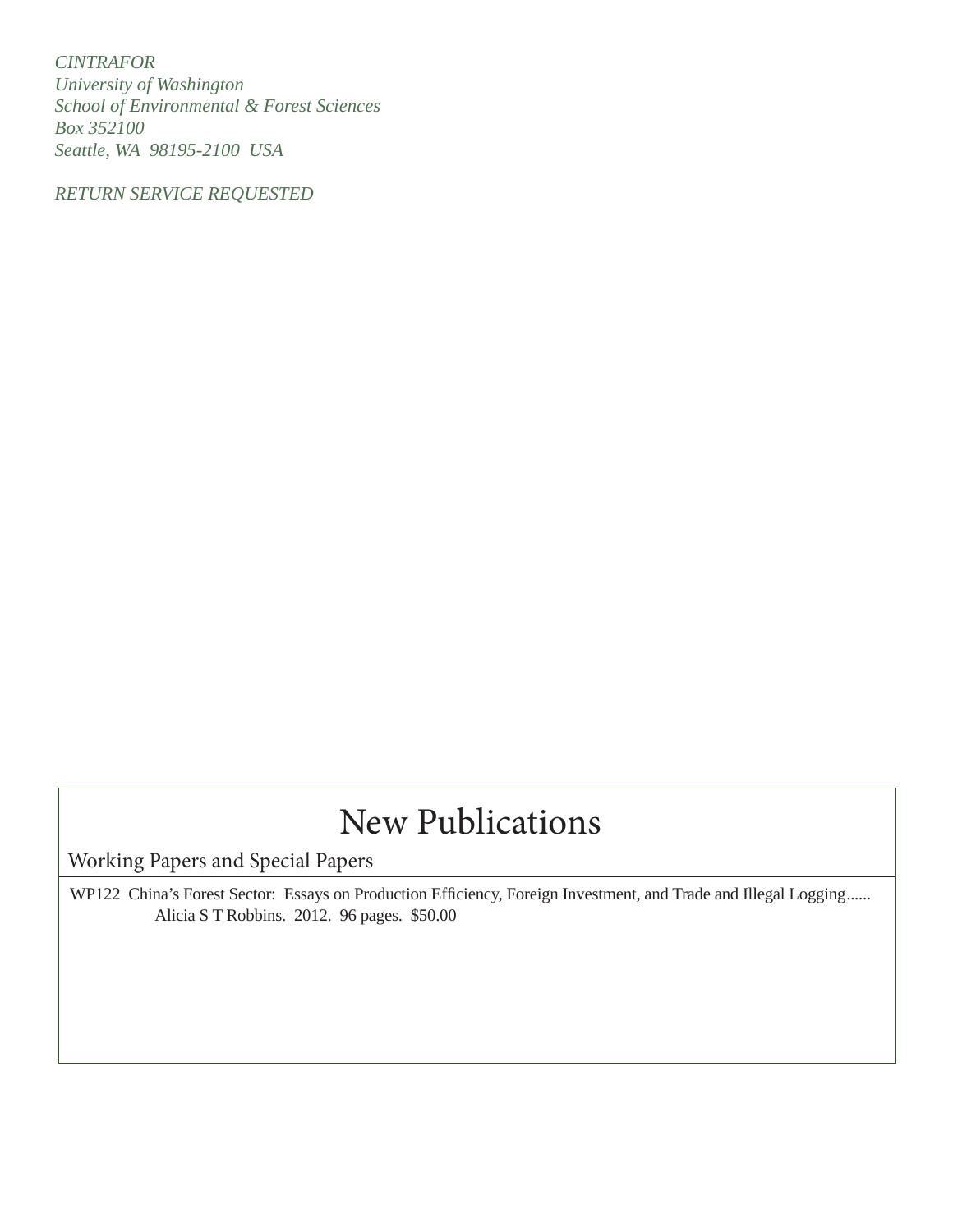*CINTRAFOR*
*University of Washington*
*School of Environmental & Forest Sciences*
*Box 352100*
*Seattle, WA 98195-2100 USA*

*RETURN SERVICE REQUESTED*

# New Publications

## Working Papers and Special Papers

WP122 China's Forest Sector: Essays on Production Efficiency, Foreign Investment, and Trade and Illegal Logging......
Alicia S T Robbins. 2012. 96 pages. $50.00